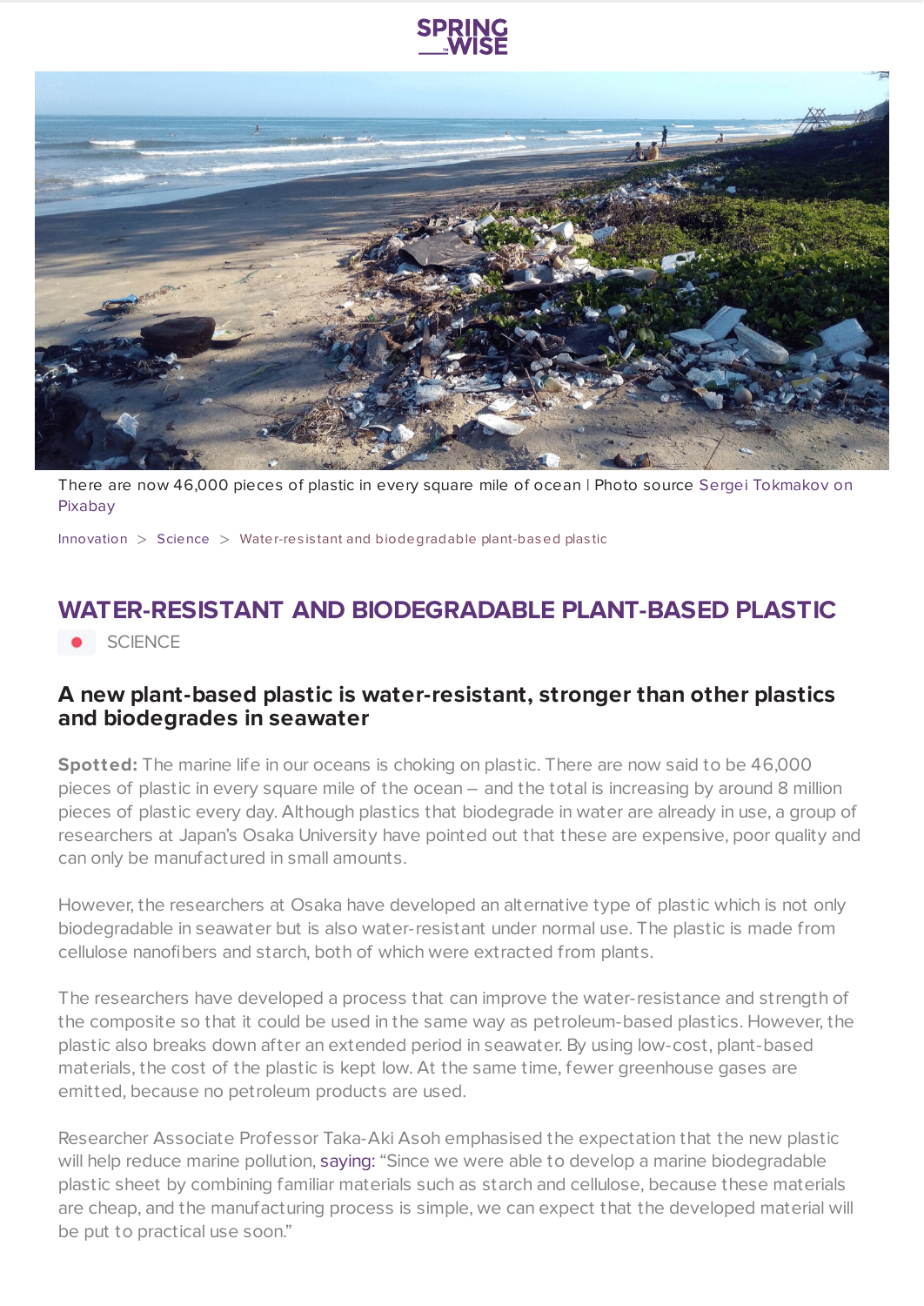There are now 46,000 pieces of plastic in every square mile of ocean | Photo source Sergei Tokmakov on Pixabay

Innovation > Science > Water-resistant and biodegradable plant-based plastic

# WATER-RESISTANT AND BIODEGRADABLE PLANT-BASED PLASTIC

SCIENCE

## A new plant-based plastic is water-resistant, stronger than other plastics and biodegrades in seawater

**Spotted:** The marine life in our oceans is choking on plastic. There are now said to be 46,000 pieces of plastic in every square mile of the ocean – and the total is increasing by around 8 million pieces of plastic every day. Although plastics that biodegrade in water are already in use, a group of researchers at Japan's Osaka University have pointed out that these are expensive, poor quality and can only be manufactured in small amounts.

However, the researchers at Osaka have developed an alternative type of plastic which is not only biodegradable in seawater but is also water-resistant under normal use. The plastic is made from cellulose nanofibers and starch, both of which were extracted from plants.

The researchers have developed a process that can improve the water-resistance and strength of the composite so that it could be used in the same way as petroleum-based plastics. However, the plastic also breaks down after an extended period in seawater. By using low-cost, plant-based materials, the cost of the plastic is kept low. At the same time, fewer greenhouse gases are emitted, because no petroleum products are used.

Researcher Associate Professor Taka-Aki Asoh emphasised the expectation that the new plastic will help reduce marine pollution, saying: "Since we were able to develop a marine biodegradable plastic sheet by combining familiar materials such as starch and cellulose, because these materials are cheap, and the manufacturing process is simple, we can expect that the developed material will be put to practical use soon."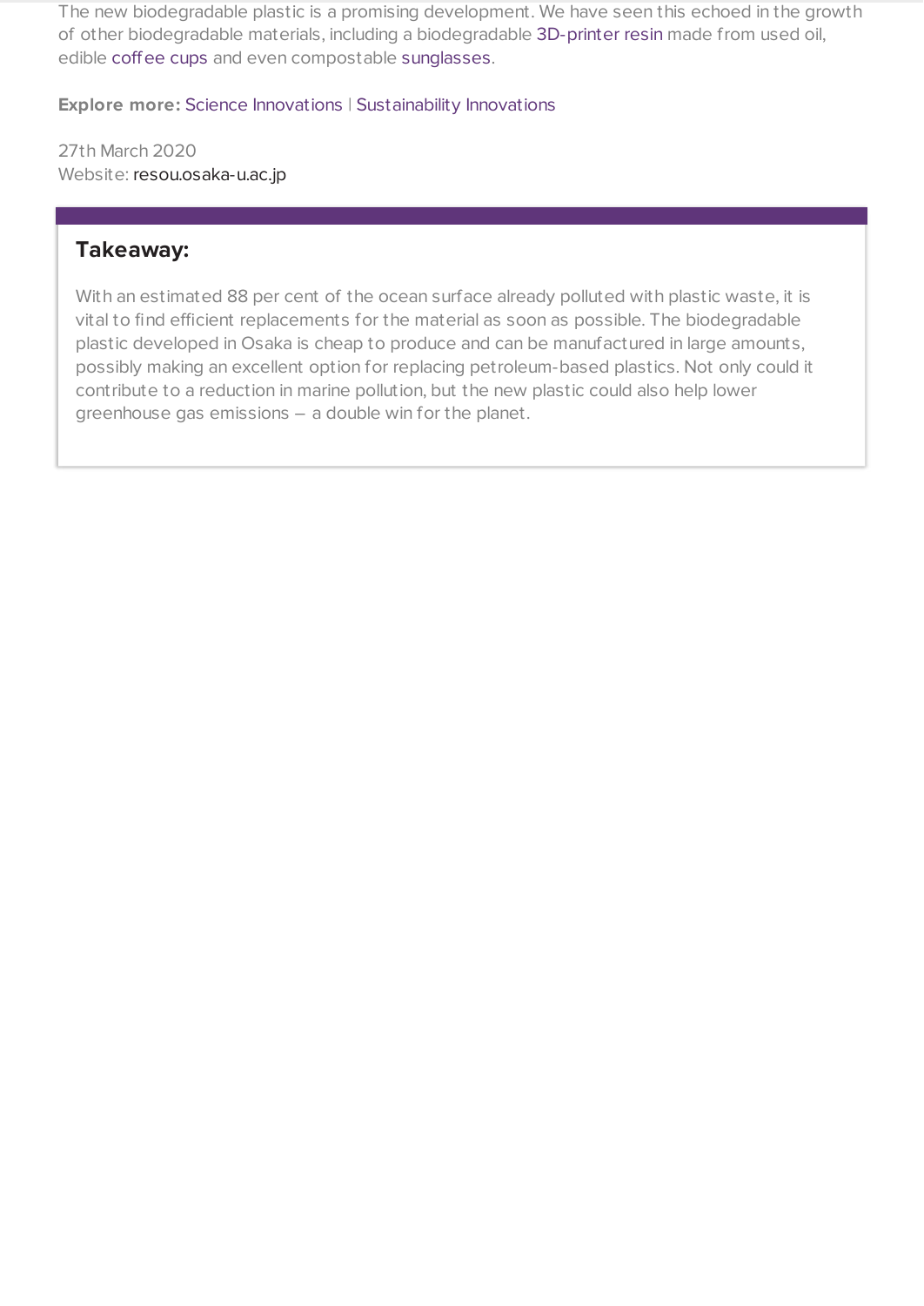The new biodegradable plastic is a promising development. We have seen this echoed in the growth of other biodegradable materials, including a biodegradable 3D-printer resin made from used oil, edible coffee cups and even compostable sunglasses.

**Explore more:** Science Innovations | Sustainability Innovations

27th March 2020
Website: resou.osaka-u.ac.jp

### Takeaway:

With an estimated 88 per cent of the ocean surface already polluted with plastic waste, it is vital to find efficient replacements for the material as soon as possible. The biodegradable plastic developed in Osaka is cheap to produce and can be manufactured in large amounts, possibly making an excellent option for replacing petroleum-based plastics. Not only could it contribute to a reduction in marine pollution, but the new plastic could also help lower greenhouse gas emissions – a double win for the planet.